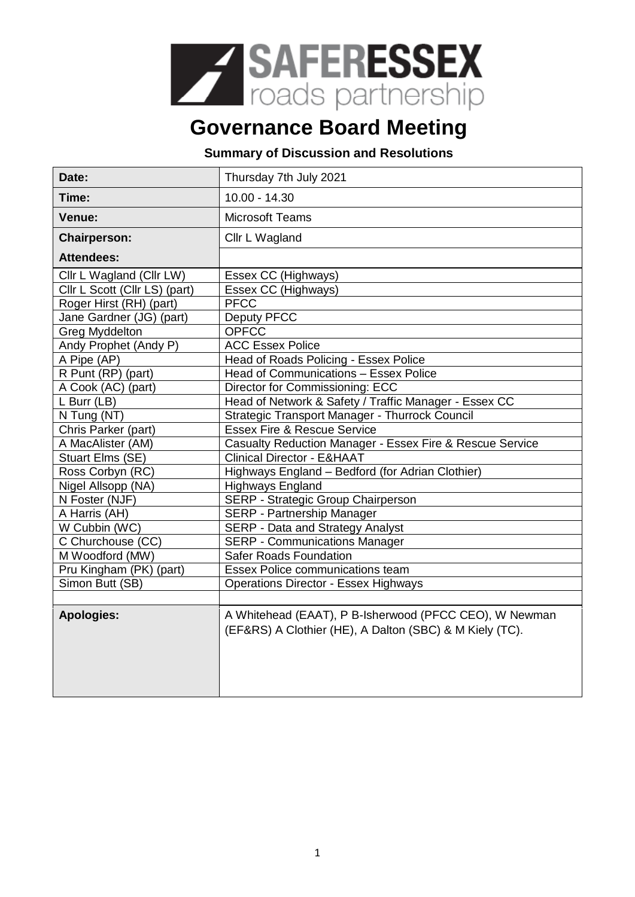SAFERESSEX roads partnership

# Governance Board Meeting

**Summary of Discussion and Resolutions**

| | |
|---|---|
| **Date:** | Thursday 7th July 2021 |
| **Time:** | 10.00 - 14.30 |
| **Venue:** | Microsoft Teams |
| **Chairperson:** | Cllr L Wagland |
| **Attendees:** | |
| Cllr L Wagland (Cllr LW) | Essex CC (Highways) |
| Cllr L Scott (Cllr LS) (part) | Essex CC (Highways) |
| Roger Hirst (RH) (part) | PFCC |
| Jane Gardner (JG) (part) | Deputy PFCC |
| Greg Myddelton | OPFCC |
| Andy Prophet (Andy P) | ACC Essex Police |
| A Pipe (AP) | Head of Roads Policing - Essex Police |
| R Punt (RP) (part) | Head of Communications – Essex Police |
| A Cook (AC) (part) | Director for Commissioning: ECC |
| L Burr (LB) | Head of Network & Safety / Traffic Manager - Essex CC |
| N Tung (NT) | Strategic Transport Manager - Thurrock Council |
| Chris Parker (part) | Essex Fire & Rescue Service |
| A MacAlister (AM) | Casualty Reduction Manager - Essex Fire & Rescue Service |
| Stuart Elms (SE) | Clinical Director - E&HAAT |
| Ross Corbyn (RC) | Highways England – Bedford (for Adrian Clothier) |
| Nigel Allsopp (NA) | Highways England |
| N Foster (NJF) | SERP - Strategic Group Chairperson |
| A Harris (AH) | SERP - Partnership Manager |
| W Cubbin (WC) | SERP - Data and Strategy Analyst |
| C Churchouse (CC) | SERP - Communications Manager |
| M Woodford (MW) | Safer Roads Foundation |
| Pru Kingham (PK) (part) | Essex Police communications team |
| Simon Butt (SB) | Operations Director - Essex Highways |
| | |
| **Apologies:** | A Whitehead (EAAT), P B-Isherwood (PFCC CEO), W Newman (EF&RS) A Clothier (HE), A Dalton (SBC) & M Kiely (TC). |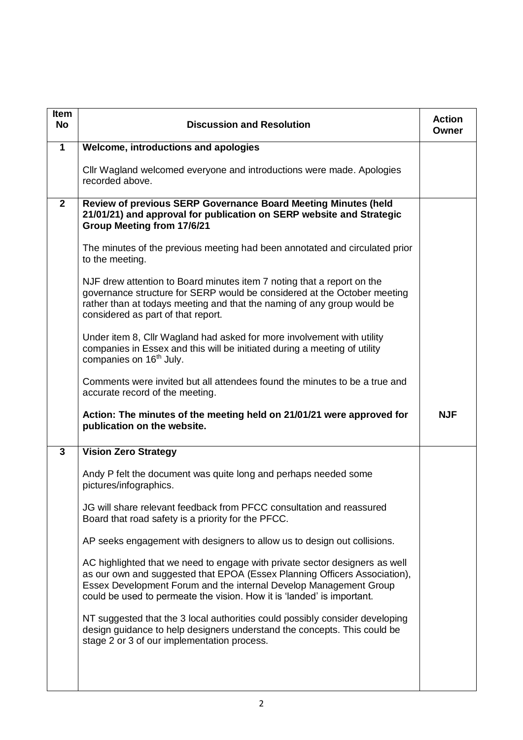| Item No | Discussion and Resolution | Action Owner |
|---|---|---|
| **1** | **Welcome, introductions and apologies**<br><br>Cllr Wagland welcomed everyone and introductions were made. Apologies recorded above. | |
| **2** | **Review of previous SERP Governance Board Meeting Minutes (held 21/01/21) and approval for publication on SERP website and Strategic Group Meeting from 17/6/21**<br><br>The minutes of the previous meeting had been annotated and circulated prior to the meeting.<br><br>NJF drew attention to Board minutes item 7 noting that a report on the governance structure for SERP would be considered at the October meeting rather than at todays meeting and that the naming of any group would be considered as part of that report.<br><br>Under item 8, Cllr Wagland had asked for more involvement with utility companies in Essex and this will be initiated during a meeting of utility companies on 16th July.<br><br>Comments were invited but all attendees found the minutes to be a true and accurate record of the meeting.<br><br>**Action: The minutes of the meeting held on 21/01/21 were approved for publication on the website.** | **NJF** |
| **3** | **Vision Zero Strategy**<br><br>Andy P felt the document was quite long and perhaps needed some pictures/infographics.<br><br>JG will share relevant feedback from PFCC consultation and reassured Board that road safety is a priority for the PFCC.<br><br>AP seeks engagement with designers to allow us to design out collisions.<br><br>AC highlighted that we need to engage with private sector designers as well as our own and suggested that EPOA (Essex Planning Officers Association), Essex Development Forum and the internal Develop Management Group could be used to permeate the vision. How it is 'landed' is important.<br><br>NT suggested that the 3 local authorities could possibly consider developing design guidance to help designers understand the concepts. This could be stage 2 or 3 of our implementation process. | |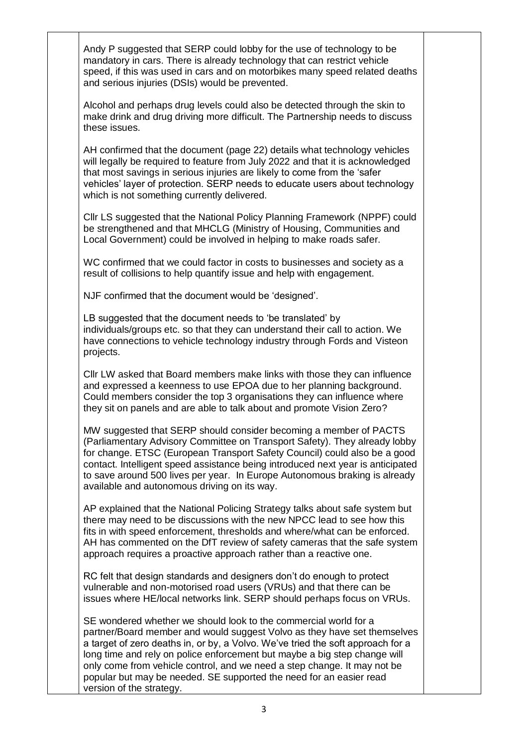Andy P suggested that SERP could lobby for the use of technology to be mandatory in cars. There is already technology that can restrict vehicle speed, if this was used in cars and on motorbikes many speed related deaths and serious injuries (DSIs) would be prevented.

Alcohol and perhaps drug levels could also be detected through the skin to make drink and drug driving more difficult. The Partnership needs to discuss these issues.

AH confirmed that the document (page 22) details what technology vehicles will legally be required to feature from July 2022 and that it is acknowledged that most savings in serious injuries are likely to come from the 'safer vehicles' layer of protection. SERP needs to educate users about technology which is not something currently delivered.

Cllr LS suggested that the National Policy Planning Framework (NPPF) could be strengthened and that MHCLG (Ministry of Housing, Communities and Local Government) could be involved in helping to make roads safer.

WC confirmed that we could factor in costs to businesses and society as a result of collisions to help quantify issue and help with engagement.

NJF confirmed that the document would be 'designed'.

LB suggested that the document needs to 'be translated' by individuals/groups etc. so that they can understand their call to action. We have connections to vehicle technology industry through Fords and Visteon projects.

Cllr LW asked that Board members make links with those they can influence and expressed a keenness to use EPOA due to her planning background. Could members consider the top 3 organisations they can influence where they sit on panels and are able to talk about and promote Vision Zero?

MW suggested that SERP should consider becoming a member of PACTS (Parliamentary Advisory Committee on Transport Safety). They already lobby for change. ETSC (European Transport Safety Council) could also be a good contact. Intelligent speed assistance being introduced next year is anticipated to save around 500 lives per year. In Europe Autonomous braking is already available and autonomous driving on its way.

AP explained that the National Policing Strategy talks about safe system but there may need to be discussions with the new NPCC lead to see how this fits in with speed enforcement, thresholds and where/what can be enforced. AH has commented on the DfT review of safety cameras that the safe system approach requires a proactive approach rather than a reactive one.

RC felt that design standards and designers don't do enough to protect vulnerable and non-motorised road users (VRUs) and that there can be issues where HE/local networks link. SERP should perhaps focus on VRUs.

SE wondered whether we should look to the commercial world for a partner/Board member and would suggest Volvo as they have set themselves a target of zero deaths in, or by, a Volvo. We've tried the soft approach for a long time and rely on police enforcement but maybe a big step change will only come from vehicle control, and we need a step change. It may not be popular but may be needed. SE supported the need for an easier read version of the strategy.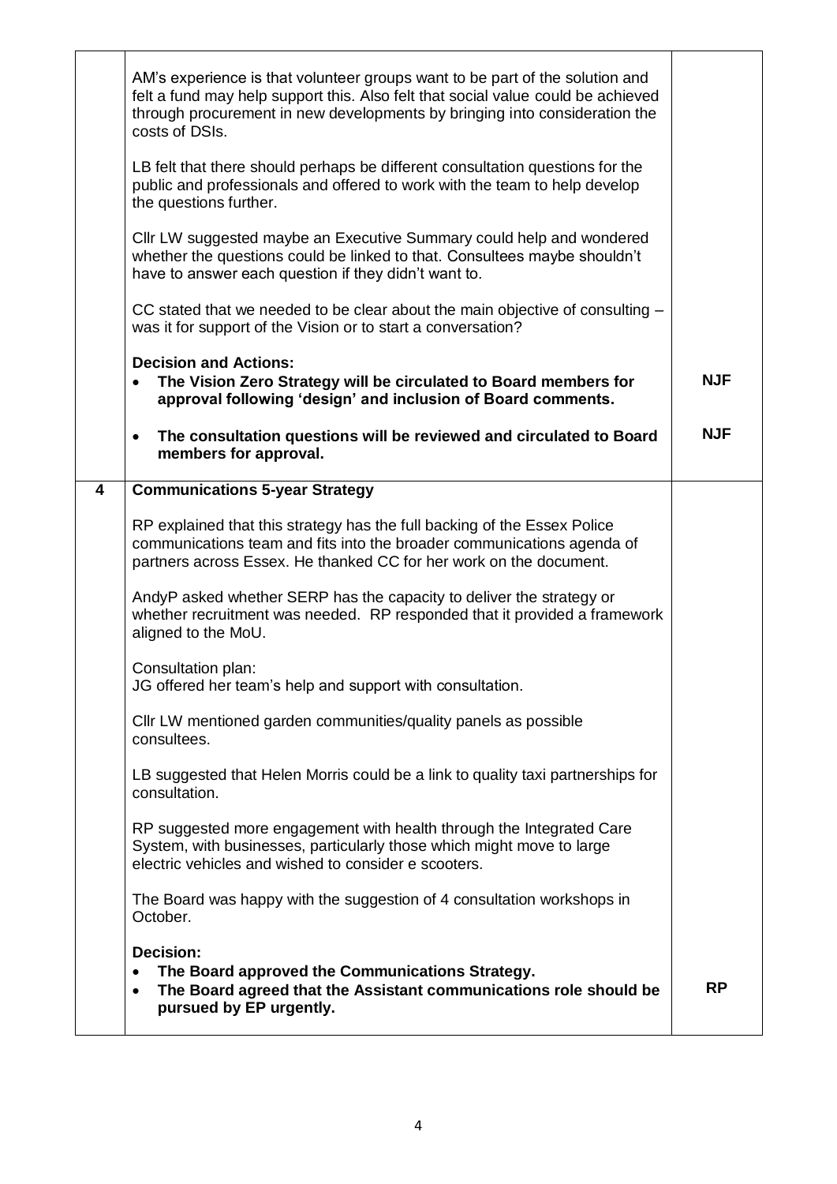| | | |
|---|---|---|
| | AM's experience is that volunteer groups want to be part of the solution and felt a fund may help support this. Also felt that social value could be achieved through procurement in new developments by bringing into consideration the costs of DSIs.<br><br>LB felt that there should perhaps be different consultation questions for the public and professionals and offered to work with the team to help develop the questions further.<br><br>Cllr LW suggested maybe an Executive Summary could help and wondered whether the questions could be linked to that. Consultees maybe shouldn't have to answer each question if they didn't want to.<br><br>CC stated that we needed to be clear about the main objective of consulting – was it for support of the Vision or to start a conversation?<br><br>**Decision and Actions:**<br>• **The Vision Zero Strategy will be circulated to Board members for approval following 'design' and inclusion of Board comments.**<br><br>• **The consultation questions will be reviewed and circulated to Board members for approval.** | **NJF**<br><br>**NJF** |
| **4** | **Communications 5-year Strategy**<br><br>RP explained that this strategy has the full backing of the Essex Police communications team and fits into the broader communications agenda of partners across Essex. He thanked CC for her work on the document.<br><br>AndyP asked whether SERP has the capacity to deliver the strategy or whether recruitment was needed. RP responded that it provided a framework aligned to the MoU.<br><br>Consultation plan:<br>JG offered her team's help and support with consultation.<br><br>Cllr LW mentioned garden communities/quality panels as possible consultees.<br><br>LB suggested that Helen Morris could be a link to quality taxi partnerships for consultation.<br><br>RP suggested more engagement with health through the Integrated Care System, with businesses, particularly those which might move to large electric vehicles and wished to consider e scooters.<br><br>The Board was happy with the suggestion of 4 consultation workshops in October.<br><br>**Decision:**<br>• **The Board approved the Communications Strategy.**<br>• **The Board agreed that the Assistant communications role should be pursued by EP urgently.** | **RP** |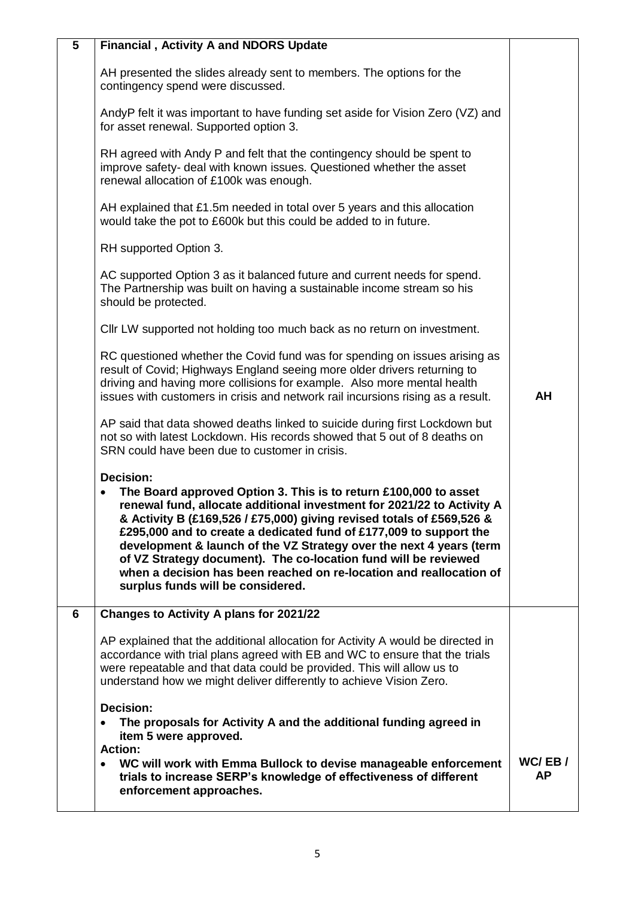| 5 | **Financial , Activity A and NDORS Update** | |
|---|---|---|
| | AH presented the slides already sent to members. The options for the contingency spend were discussed.<br><br>AndyP felt it was important to have funding set aside for Vision Zero (VZ) and for asset renewal. Supported option 3.<br><br>RH agreed with Andy P and felt that the contingency should be spent to improve safety- deal with known issues. Questioned whether the asset renewal allocation of £100k was enough.<br><br>AH explained that £1.5m needed in total over 5 years and this allocation would take the pot to £600k but this could be added to in future.<br><br>RH supported Option 3.<br><br>AC supported Option 3 as it balanced future and current needs for spend. The Partnership was built on having a sustainable income stream so his should be protected.<br><br>Cllr LW supported not holding too much back as no return on investment.<br><br>RC questioned whether the Covid fund was for spending on issues arising as result of Covid; Highways England seeing more older drivers returning to driving and having more collisions for example. Also more mental health issues with customers in crisis and network rail incursions rising as a result.<br><br>AP said that data showed deaths linked to suicide during first Lockdown but not so with latest Lockdown. His records showed that 5 out of 8 deaths on SRN could have been due to customer in crisis.<br><br>**Decision:**<br>• **The Board approved Option 3. This is to return £100,000 to asset renewal fund, allocate additional investment for 2021/22 to Activity A & Activity B (£169,526 / £75,000) giving revised totals of £569,526 & £295,000 and to create a dedicated fund of £177,009 to support the development & launch of the VZ Strategy over the next 4 years (term of VZ Strategy document). The co-location fund will be reviewed when a decision has been reached on re-location and reallocation of surplus funds will be considered.** | **AH** |
| **6** | **Changes to Activity A plans for 2021/22** | |
| | AP explained that the additional allocation for Activity A would be directed in accordance with trial plans agreed with EB and WC to ensure that the trials were repeatable and that data could be provided. This will allow us to understand how we might deliver differently to achieve Vision Zero.<br><br>**Decision:**<br>• **The proposals for Activity A and the additional funding agreed in item 5 were approved.**<br>**Action:**<br>• **WC will work with Emma Bullock to devise manageable enforcement trials to increase SERP's knowledge of effectiveness of different enforcement approaches.** | **WC/ EB / AP** |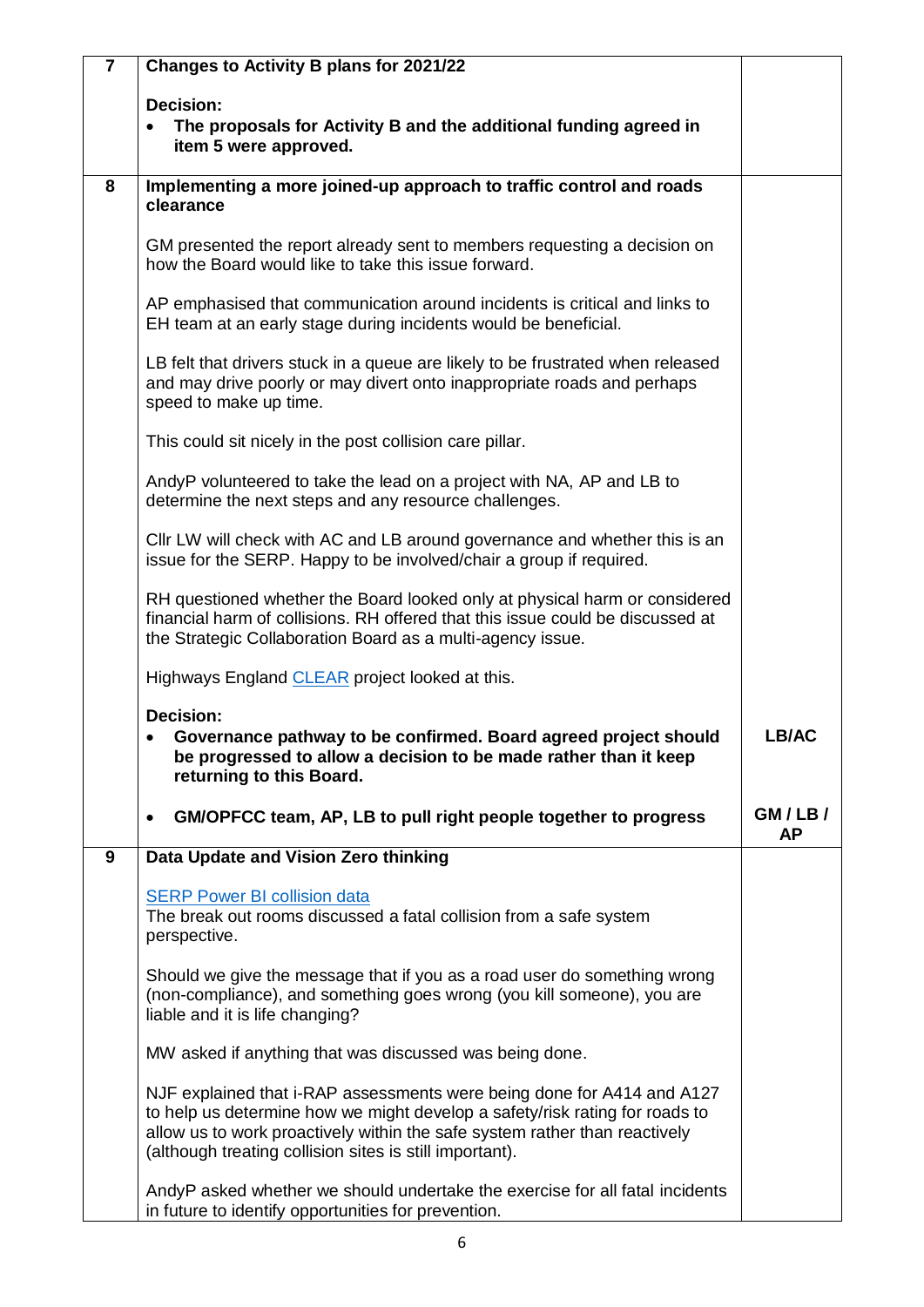| 7 | **Changes to Activity B plans for 2021/22**<br><br>**Decision:**<br>• **The proposals for Activity B and the additional funding agreed in item 5 were approved.** | |
|---|---|---|
| 8 | **Implementing a more joined-up approach to traffic control and roads clearance**<br><br>GM presented the report already sent to members requesting a decision on how the Board would like to take this issue forward.<br><br>AP emphasised that communication around incidents is critical and links to EH team at an early stage during incidents would be beneficial.<br><br>LB felt that drivers stuck in a queue are likely to be frustrated when released and may drive poorly or may divert onto inappropriate roads and perhaps speed to make up time.<br><br>This could sit nicely in the post collision care pillar.<br><br>AndyP volunteered to take the lead on a project with NA, AP and LB to determine the next steps and any resource challenges.<br><br>Cllr LW will check with AC and LB around governance and whether this is an issue for the SERP. Happy to be involved/chair a group if required.<br><br>RH questioned whether the Board looked only at physical harm or considered financial harm of collisions. RH offered that this issue could be discussed at the Strategic Collaboration Board as a multi-agency issue.<br><br>Highways England [CLEAR] project looked at this.<br><br>**Decision:**<br>• **Governance pathway to be confirmed. Board agreed project should be progressed to allow a decision to be made rather than it keep returning to this Board.**<br><br>• **GM/OPFCC team, AP, LB to pull right people together to progress** | <br><br><br><br><br><br><br><br><br><br><br><br><br><br><br><br><br><br><br><br>**LB/AC**<br><br><br>**GM / LB / AP** |
| 9 | **Data Update and Vision Zero thinking**<br><br>[SERP Power BI collision data]<br>The break out rooms discussed a fatal collision from a safe system perspective.<br><br>Should we give the message that if you as a road user do something wrong (non-compliance), and something goes wrong (you kill someone), you are liable and it is life changing?<br><br>MW asked if anything that was discussed was being done.<br><br>NJF explained that i-RAP assessments were being done for A414 and A127 to help us determine how we might develop a safety/risk rating for roads to allow us to work proactively within the safe system rather than reactively (although treating collision sites is still important).<br><br>AndyP asked whether we should undertake the exercise for all fatal incidents in future to identify opportunities for prevention. | |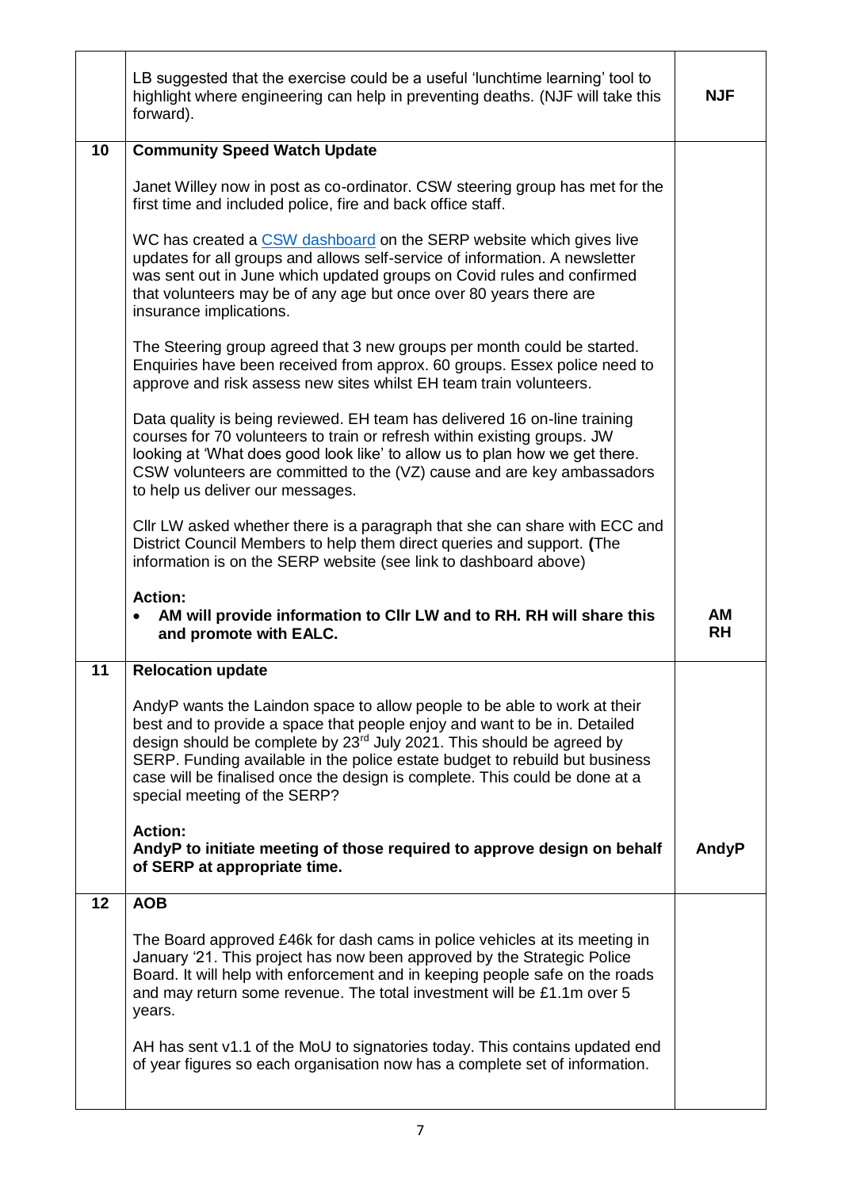| | | |
|---|---|---|
| | LB suggested that the exercise could be a useful 'lunchtime learning' tool to highlight where engineering can help in preventing deaths. (NJF will take this forward). | **NJF** |
| **10** | **Community Speed Watch Update**<br><br>Janet Willey now in post as co-ordinator. CSW steering group has met for the first time and included police, fire and back office staff.<br><br>WC has created a [CSW dashboard]() on the SERP website which gives live updates for all groups and allows self-service of information. A newsletter was sent out in June which updated groups on Covid rules and confirmed that volunteers may be of any age but once over 80 years there are insurance implications.<br><br>The Steering group agreed that 3 new groups per month could be started. Enquiries have been received from approx. 60 groups. Essex police need to approve and risk assess new sites whilst EH team train volunteers.<br><br>Data quality is being reviewed. EH team has delivered 16 on-line training courses for 70 volunteers to train or refresh within existing groups. JW looking at 'What does good look like' to allow us to plan how we get there. CSW volunteers are committed to the (VZ) cause and are key ambassadors to help us deliver our messages.<br><br>Cllr LW asked whether there is a paragraph that she can share with ECC and District Council Members to help them direct queries and support. **(**The information is on the SERP website (see link to dashboard above)<br><br>**Action:**<br>• **AM will provide information to Cllr LW and to RH. RH will share this and promote with EALC.** | <br><br><br><br><br><br><br><br><br><br><br><br><br><br><br><br><br><br><br><br>**AM**<br>**RH** |
| **11** | **Relocation update**<br><br>AndyP wants the Laindon space to allow people to be able to work at their best and to provide a space that people enjoy and want to be in. Detailed design should be complete by 23rd July 2021. This should be agreed by SERP. Funding available in the police estate budget to rebuild but business case will be finalised once the design is complete. This could be done at a special meeting of the SERP?<br><br>**Action:**<br>**AndyP to initiate meeting of those required to approve design on behalf of SERP at appropriate time.** | <br><br><br><br><br><br><br><br>**AndyP** |
| **12** | **AOB**<br><br>The Board approved £46k for dash cams in police vehicles at its meeting in January '21. This project has now been approved by the Strategic Police Board. It will help with enforcement and in keeping people safe on the roads and may return some revenue. The total investment will be £1.1m over 5 years.<br><br>AH has sent v1.1 of the MoU to signatories today. This contains updated end of year figures so each organisation now has a complete set of information. | |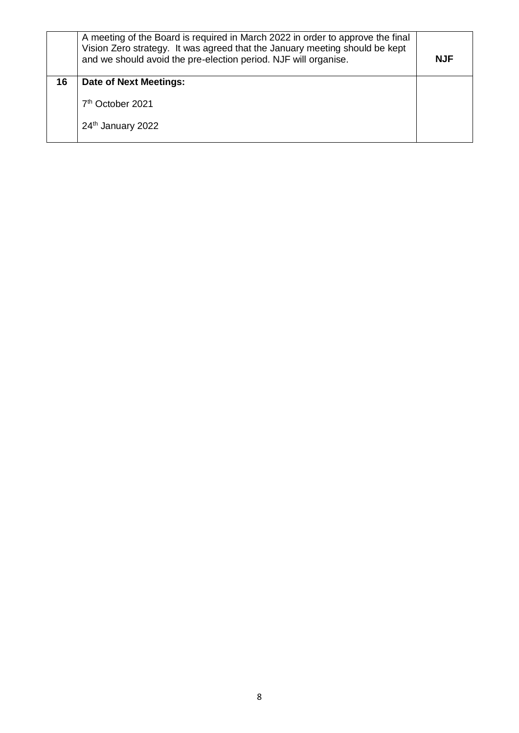| | | |
|---|---|---|
| | A meeting of the Board is required in March 2022 in order to approve the final Vision Zero strategy. It was agreed that the January meeting should be kept and we should avoid the pre-election period. NJF will organise. | **NJF** |
| **16** | **Date of Next Meetings:**<br><br>7th October 2021<br><br>24th January 2022 | |